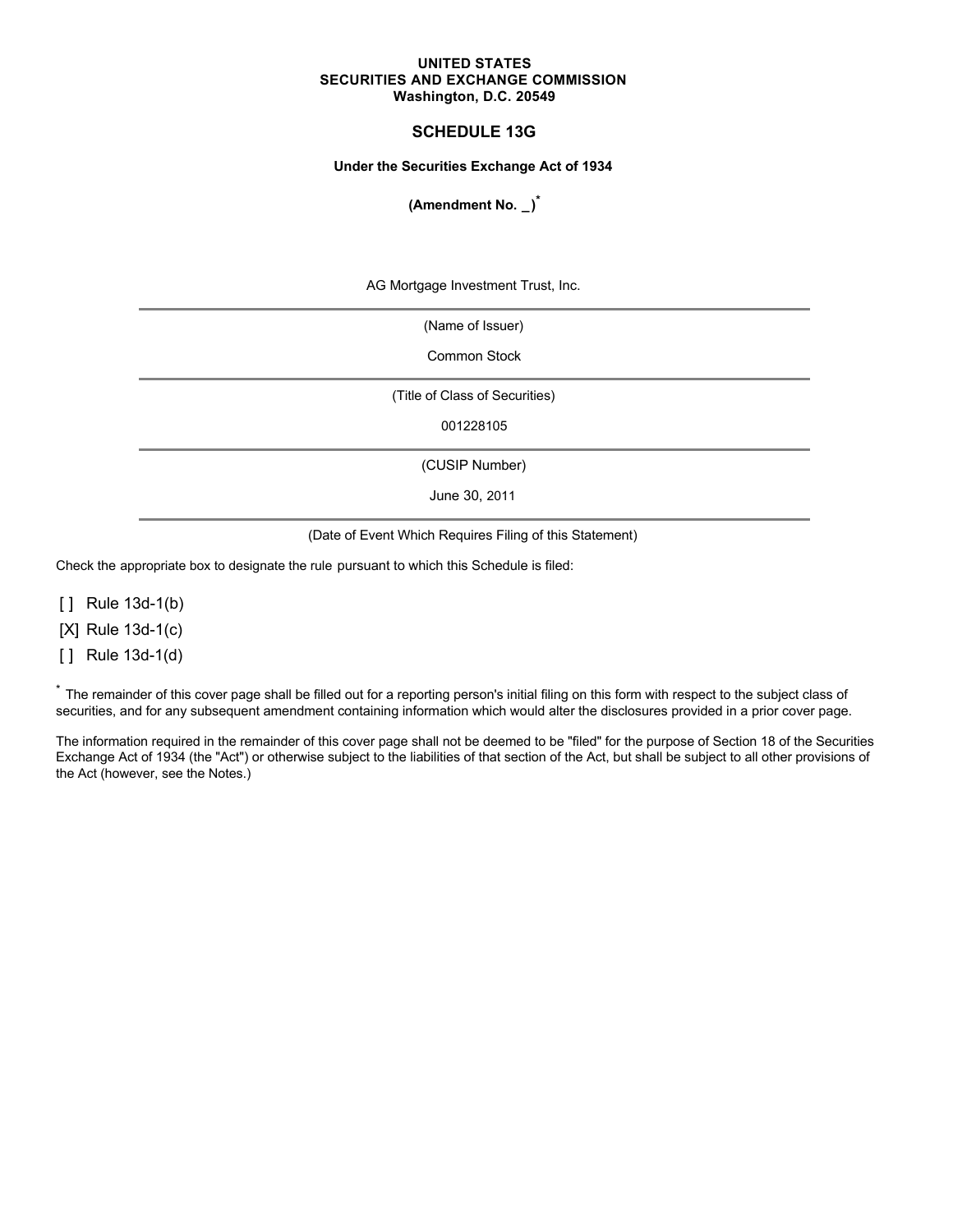**UNITED STATES**
**SECURITIES AND EXCHANGE COMMISSION**
**Washington, D.C. 20549**

# SCHEDULE 13G

**Under the Securities Exchange Act of 1934**

**(Amendment No. _)***

AG Mortgage Investment Trust, Inc.

(Name of Issuer)

Common Stock

(Title of Class of Securities)

001228105

(CUSIP Number)

June 30, 2011

(Date of Event Which Requires Filing of this Statement)

Check the appropriate box to designate the rule pursuant to which this Schedule is filed:

[ ] Rule 13d-1(b)

[X] Rule 13d-1(c)

[ ] Rule 13d-1(d)

* The remainder of this cover page shall be filled out for a reporting person's initial filing on this form with respect to the subject class of securities, and for any subsequent amendment containing information which would alter the disclosures provided in a prior cover page.

The information required in the remainder of this cover page shall not be deemed to be "filed" for the purpose of Section 18 of the Securities Exchange Act of 1934 (the "Act") or otherwise subject to the liabilities of that section of the Act, but shall be subject to all other provisions of the Act (however, see the Notes.)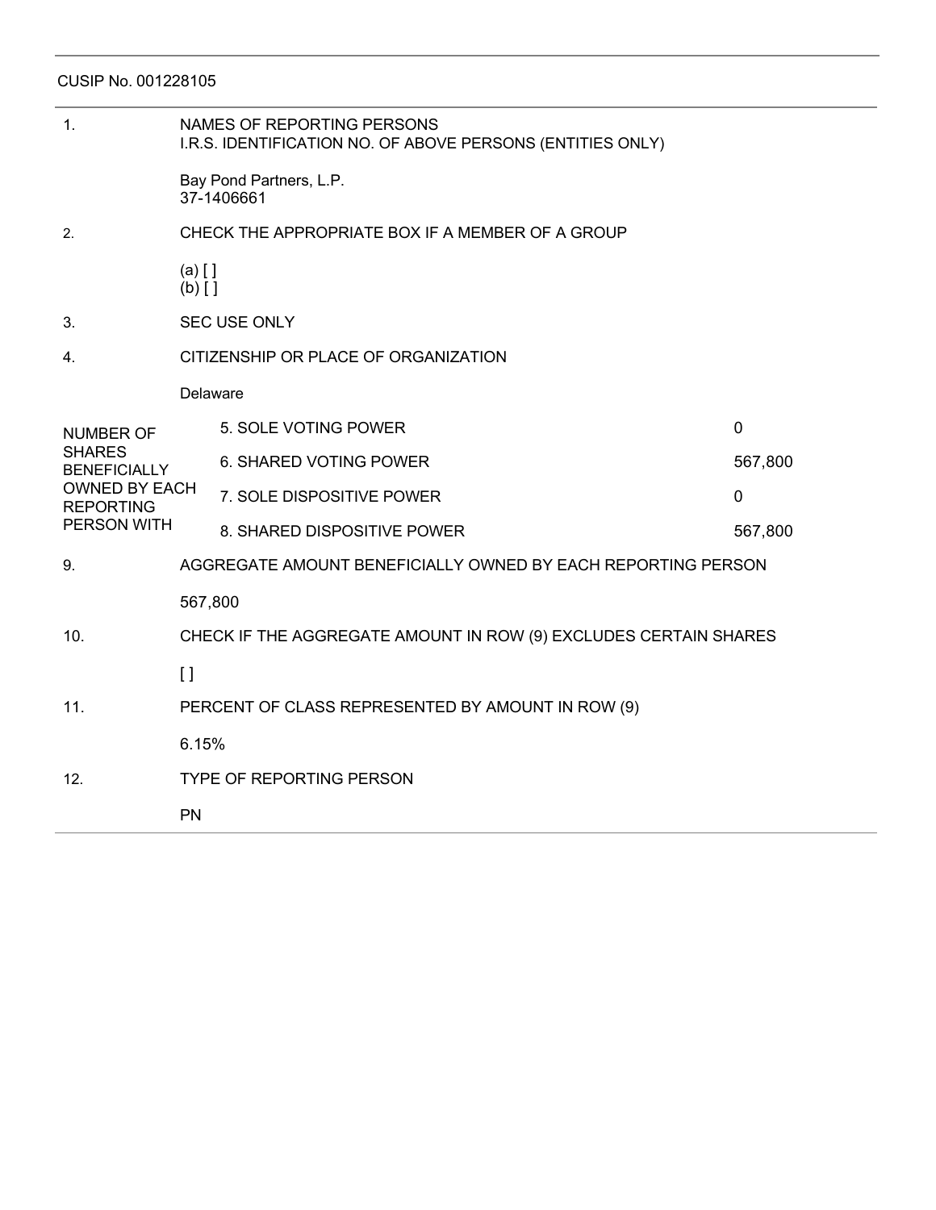CUSIP No. 001228105

| | | |
|---|---|---|
| 1. | NAMES OF REPORTING PERSONS<br>I.R.S. IDENTIFICATION NO. OF ABOVE PERSONS (ENTITIES ONLY)<br><br>Bay Pond Partners, L.P.<br>37-1406661 | |
| 2. | CHECK THE APPROPRIATE BOX IF A MEMBER OF A GROUP<br><br>(a) [ ]<br>(b) [ ] | |
| 3. | SEC USE ONLY | |
| 4. | CITIZENSHIP OR PLACE OF ORGANIZATION<br><br>Delaware | |
| NUMBER OF SHARES BENEFICIALLY OWNED BY EACH REPORTING PERSON WITH | 5. SOLE VOTING POWER | 0 |
| | 6. SHARED VOTING POWER | 567,800 |
| | 7. SOLE DISPOSITIVE POWER | 0 |
| | 8. SHARED DISPOSITIVE POWER | 567,800 |
| 9. | AGGREGATE AMOUNT BENEFICIALLY OWNED BY EACH REPORTING PERSON<br><br>567,800 | |
| 10. | CHECK IF THE AGGREGATE AMOUNT IN ROW (9) EXCLUDES CERTAIN SHARES<br><br>[ ] | |
| 11. | PERCENT OF CLASS REPRESENTED BY AMOUNT IN ROW (9)<br><br>6.15% | |
| 12. | TYPE OF REPORTING PERSON<br><br>PN | |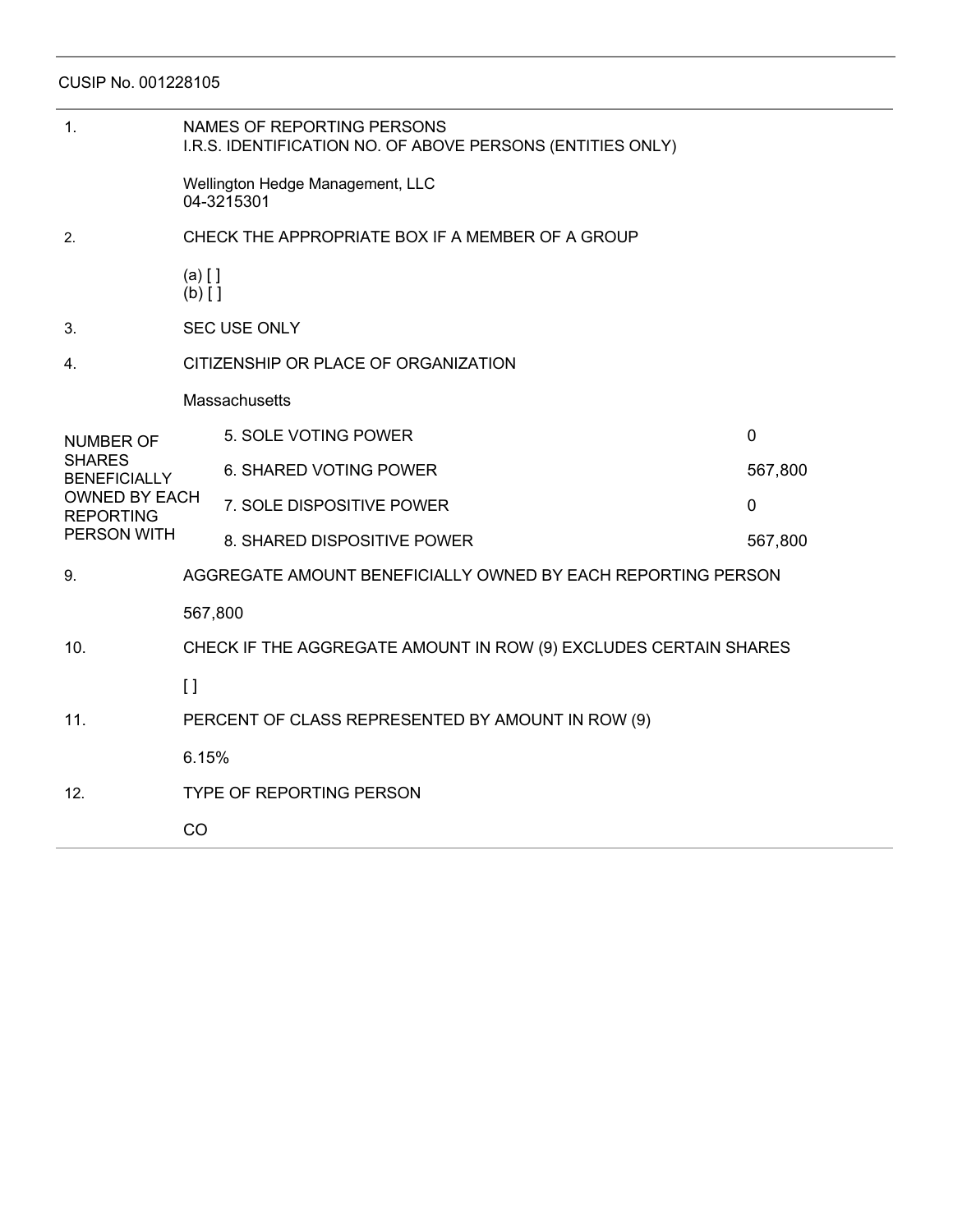CUSIP No. 001228105

| | | |
|---|---|---|
| 1. | NAMES OF REPORTING PERSONS<br>I.R.S. IDENTIFICATION NO. OF ABOVE PERSONS (ENTITIES ONLY)<br><br>Wellington Hedge Management, LLC<br>04-3215301 | |
| 2. | CHECK THE APPROPRIATE BOX IF A MEMBER OF A GROUP<br><br>(a) [ ]<br>(b) [ ] | |
| 3. | SEC USE ONLY | |
| 4. | CITIZENSHIP OR PLACE OF ORGANIZATION<br><br>Massachusetts | |
| NUMBER OF SHARES BENEFICIALLY OWNED BY EACH REPORTING PERSON WITH | 5. SOLE VOTING POWER | 0 |
| | 6. SHARED VOTING POWER | 567,800 |
| | 7. SOLE DISPOSITIVE POWER | 0 |
| | 8. SHARED DISPOSITIVE POWER | 567,800 |
| 9. | AGGREGATE AMOUNT BENEFICIALLY OWNED BY EACH REPORTING PERSON<br><br>567,800 | |
| 10. | CHECK IF THE AGGREGATE AMOUNT IN ROW (9) EXCLUDES CERTAIN SHARES<br><br>[ ] | |
| 11. | PERCENT OF CLASS REPRESENTED BY AMOUNT IN ROW (9)<br><br>6.15% | |
| 12. | TYPE OF REPORTING PERSON<br><br>CO | |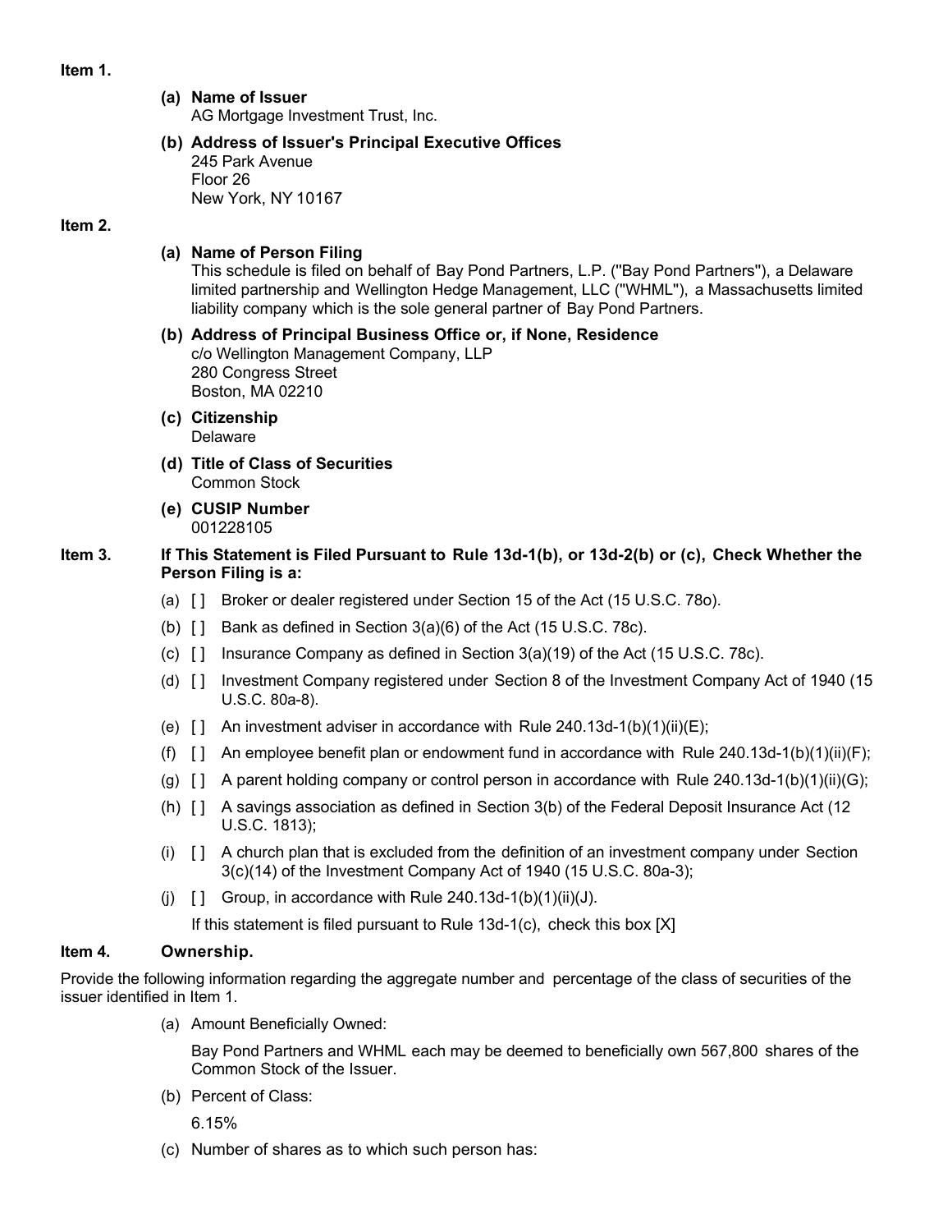**Item 1.**

**(a) Name of Issuer**
AG Mortgage Investment Trust, Inc.

**(b) Address of Issuer's Principal Executive Offices**
245 Park Avenue
Floor 26
New York, NY 10167

**Item 2.**

**(a) Name of Person Filing**
This schedule is filed on behalf of Bay Pond Partners, L.P. ("Bay Pond Partners"), a Delaware limited partnership and Wellington Hedge Management, LLC ("WHML"), a Massachusetts limited liability company which is the sole general partner of Bay Pond Partners.

**(b) Address of Principal Business Office or, if None, Residence**
c/o Wellington Management Company, LLP
280 Congress Street
Boston, MA 02210

**(c) Citizenship**
Delaware

**(d) Title of Class of Securities**
Common Stock

**(e) CUSIP Number**
001228105

**Item 3. If This Statement is Filed Pursuant to Rule 13d-1(b), or 13d-2(b) or (c), Check Whether the Person Filing is a:**

(a) [ ] Broker or dealer registered under Section 15 of the Act (15 U.S.C. 78o).

(b) [ ] Bank as defined in Section 3(a)(6) of the Act (15 U.S.C. 78c).

(c) [ ] Insurance Company as defined in Section 3(a)(19) of the Act (15 U.S.C. 78c).

(d) [ ] Investment Company registered under Section 8 of the Investment Company Act of 1940 (15 U.S.C. 80a-8).

(e) [ ] An investment adviser in accordance with Rule 240.13d-1(b)(1)(ii)(E);

(f) [ ] An employee benefit plan or endowment fund in accordance with Rule 240.13d-1(b)(1)(ii)(F);

(g) [ ] A parent holding company or control person in accordance with Rule 240.13d-1(b)(1)(ii)(G);

(h) [ ] A savings association as defined in Section 3(b) of the Federal Deposit Insurance Act (12 U.S.C. 1813);

(i) [ ] A church plan that is excluded from the definition of an investment company under Section 3(c)(14) of the Investment Company Act of 1940 (15 U.S.C. 80a-3);

(j) [ ] Group, in accordance with Rule 240.13d-1(b)(1)(ii)(J).

If this statement is filed pursuant to Rule 13d-1(c), check this box [X]

**Item 4. Ownership.**

Provide the following information regarding the aggregate number and percentage of the class of securities of the issuer identified in Item 1.

(a) Amount Beneficially Owned:

Bay Pond Partners and WHML each may be deemed to beneficially own 567,800 shares of the Common Stock of the Issuer.

(b) Percent of Class:

6.15%

(c) Number of shares as to which such person has: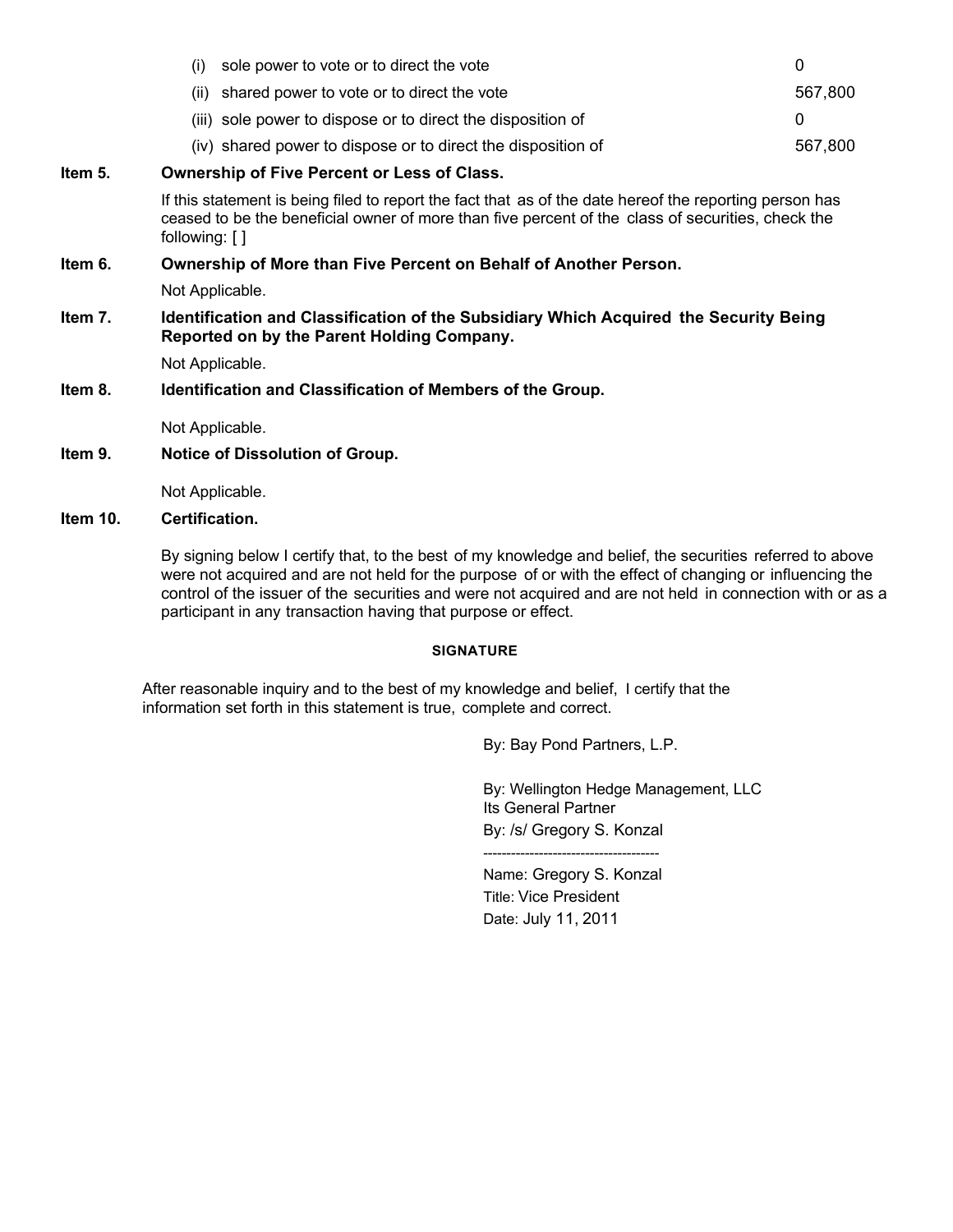| | |
|---|---|
| (i) sole power to vote or to direct the vote | 0 |
| (ii) shared power to vote or to direct the vote | 567,800 |
| (iii) sole power to dispose or to direct the disposition of | 0 |
| (iv) shared power to dispose or to direct the disposition of | 567,800 |

**Item 5. Ownership of Five Percent or Less of Class.**

If this statement is being filed to report the fact that as of the date hereof the reporting person has ceased to be the beneficial owner of more than five percent of the class of securities, check the following: [ ]

**Item 6. Ownership of More than Five Percent on Behalf of Another Person.**

Not Applicable.

**Item 7. Identification and Classification of the Subsidiary Which Acquired the Security Being Reported on by the Parent Holding Company.**

Not Applicable.

**Item 8. Identification and Classification of Members of the Group.**

Not Applicable.

**Item 9. Notice of Dissolution of Group.**

Not Applicable.

**Item 10. Certification.**

By signing below I certify that, to the best of my knowledge and belief, the securities referred to above were not acquired and are not held for the purpose of or with the effect of changing or influencing the control of the issuer of the securities and were not acquired and are not held in connection with or as a participant in any transaction having that purpose or effect.

**SIGNATURE**

After reasonable inquiry and to the best of my knowledge and belief, I certify that the information set forth in this statement is true, complete and correct.

By: Bay Pond Partners, L.P.

By: Wellington Hedge Management, LLC
Its General Partner
By: /s/ Gregory S. Konzal

-------------------------------------

Name: Gregory S. Konzal
Title: Vice President
Date: July 11, 2011